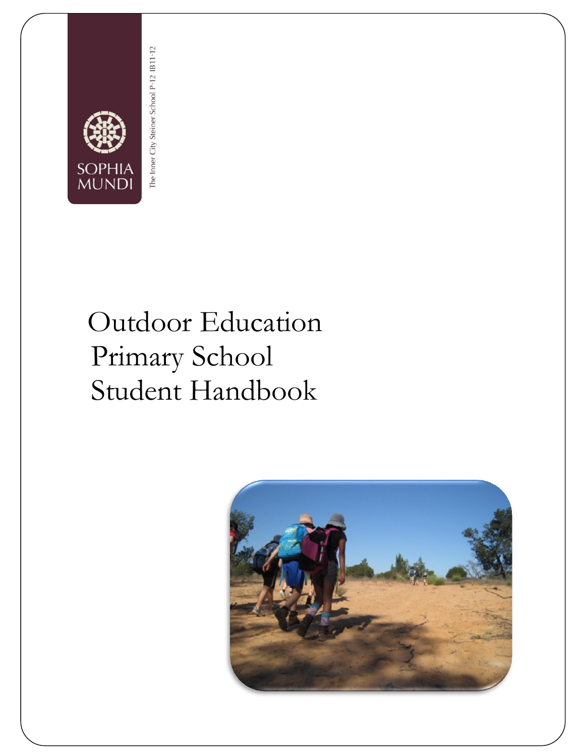SOPHIA MUNDI

The Inner City Steiner School P-12 IB11-12

# Outdoor Education Primary School Student Handbook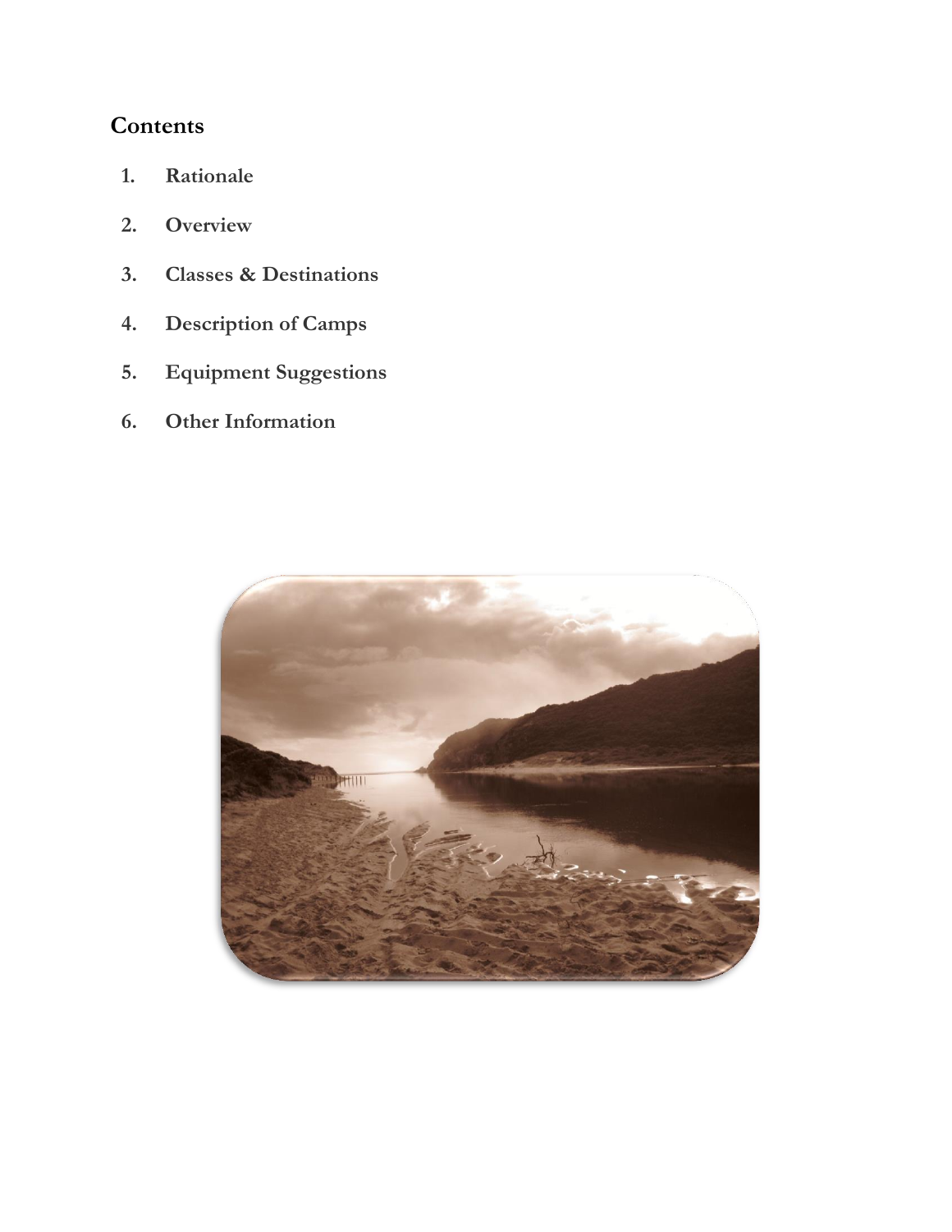## Contents

1. **Rationale**
2. **Overview**
3. **Classes & Destinations**
4. **Description of Camps**
5. **Equipment Suggestions**
6. **Other Information**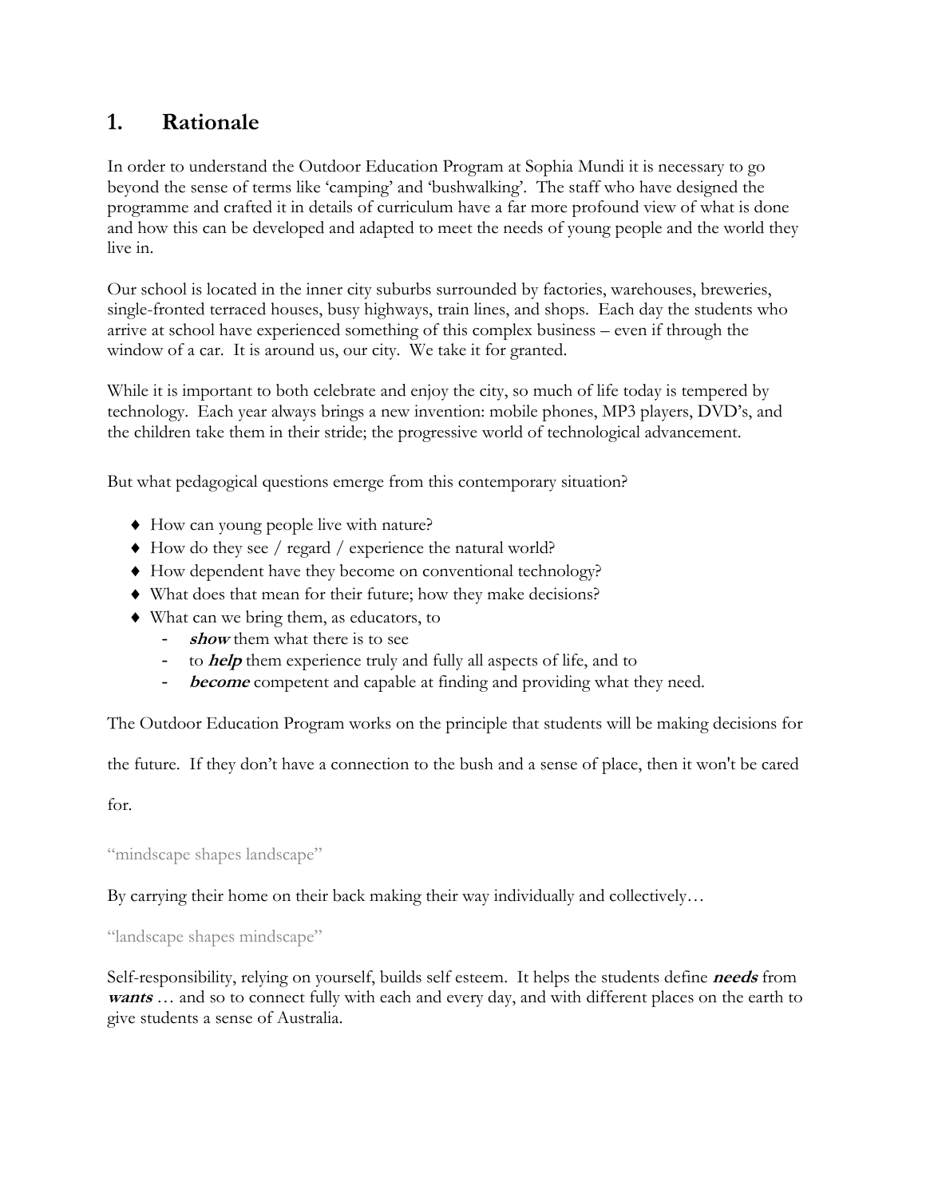## 1. Rationale

In order to understand the Outdoor Education Program at Sophia Mundi it is necessary to go beyond the sense of terms like 'camping' and 'bushwalking'. The staff who have designed the programme and crafted it in details of curriculum have a far more profound view of what is done and how this can be developed and adapted to meet the needs of young people and the world they live in.

Our school is located in the inner city suburbs surrounded by factories, warehouses, breweries, single-fronted terraced houses, busy highways, train lines, and shops. Each day the students who arrive at school have experienced something of this complex business – even if through the window of a car. It is around us, our city. We take it for granted.

While it is important to both celebrate and enjoy the city, so much of life today is tempered by technology. Each year always brings a new invention: mobile phones, MP3 players, DVD's, and the children take them in their stride; the progressive world of technological advancement.

But what pedagogical questions emerge from this contemporary situation?

- How can young people live with nature?
- How do they see / regard / experience the natural world?
- How dependent have they become on conventional technology?
- What does that mean for their future; how they make decisions?
- What can we bring them, as educators, to
  - ***show*** them what there is to see
  - to ***help*** them experience truly and fully all aspects of life, and to
  - ***become*** competent and capable at finding and providing what they need.

The Outdoor Education Program works on the principle that students will be making decisions for the future. If they don't have a connection to the bush and a sense of place, then it won't be cared for.

"mindscape shapes landscape"

By carrying their home on their back making their way individually and collectively…

"landscape shapes mindscape"

Self-responsibility, relying on yourself, builds self esteem. It helps the students define ***needs*** from ***wants*** … and so to connect fully with each and every day, and with different places on the earth to give students a sense of Australia.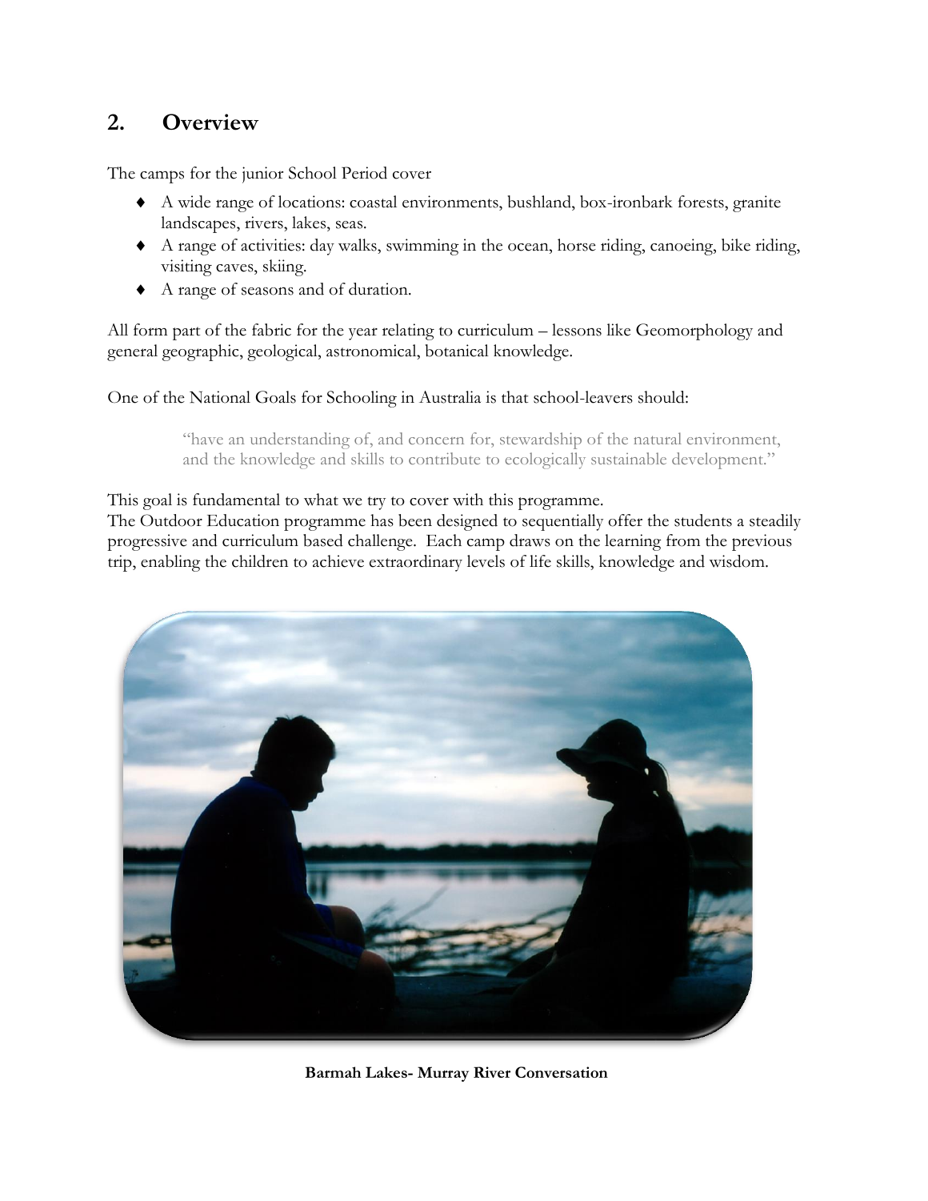## 2. Overview

The camps for the junior School Period cover

- A wide range of locations: coastal environments, bushland, box-ironbark forests, granite landscapes, rivers, lakes, seas.
- A range of activities: day walks, swimming in the ocean, horse riding, canoeing, bike riding, visiting caves, skiing.
- A range of seasons and of duration.

All form part of the fabric for the year relating to curriculum – lessons like Geomorphology and general geographic, geological, astronomical, botanical knowledge.

One of the National Goals for Schooling in Australia is that school-leavers should:

> "have an understanding of, and concern for, stewardship of the natural environment, and the knowledge and skills to contribute to ecologically sustainable development."

This goal is fundamental to what we try to cover with this programme.
The Outdoor Education programme has been designed to sequentially offer the students a steadily progressive and curriculum based challenge. Each camp draws on the learning from the previous trip, enabling the children to achieve extraordinary levels of life skills, knowledge and wisdom.

**Barmah Lakes- Murray River Conversation**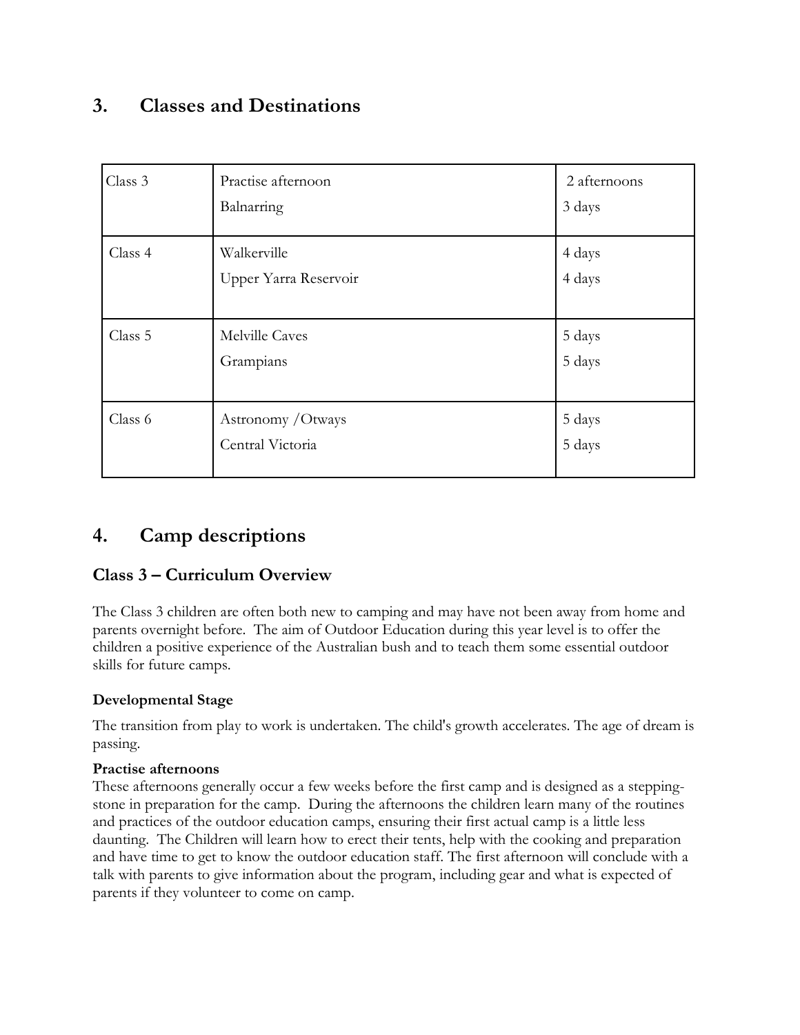## 3. Classes and Destinations

| | | |
|---|---|---|
| Class 3 | Practise afternoon<br>Balnarring | 2 afternoons<br>3 days |
| Class 4 | Walkerville<br>Upper Yarra Reservoir | 4 days<br>4 days |
| Class 5 | Melville Caves<br>Grampians | 5 days<br>5 days |
| Class 6 | Astronomy /Otways<br>Central Victoria | 5 days<br>5 days |

## 4. Camp descriptions

### Class 3 – Curriculum Overview

The Class 3 children are often both new to camping and may have not been away from home and parents overnight before. The aim of Outdoor Education during this year level is to offer the children a positive experience of the Australian bush and to teach them some essential outdoor skills for future camps.

#### Developmental Stage

The transition from play to work is undertaken. The child's growth accelerates. The age of dream is passing.

#### Practise afternoons

These afternoons generally occur a few weeks before the first camp and is designed as a stepping-stone in preparation for the camp. During the afternoons the children learn many of the routines and practices of the outdoor education camps, ensuring their first actual camp is a little less daunting. The Children will learn how to erect their tents, help with the cooking and preparation and have time to get to know the outdoor education staff. The first afternoon will conclude with a talk with parents to give information about the program, including gear and what is expected of parents if they volunteer to come on camp.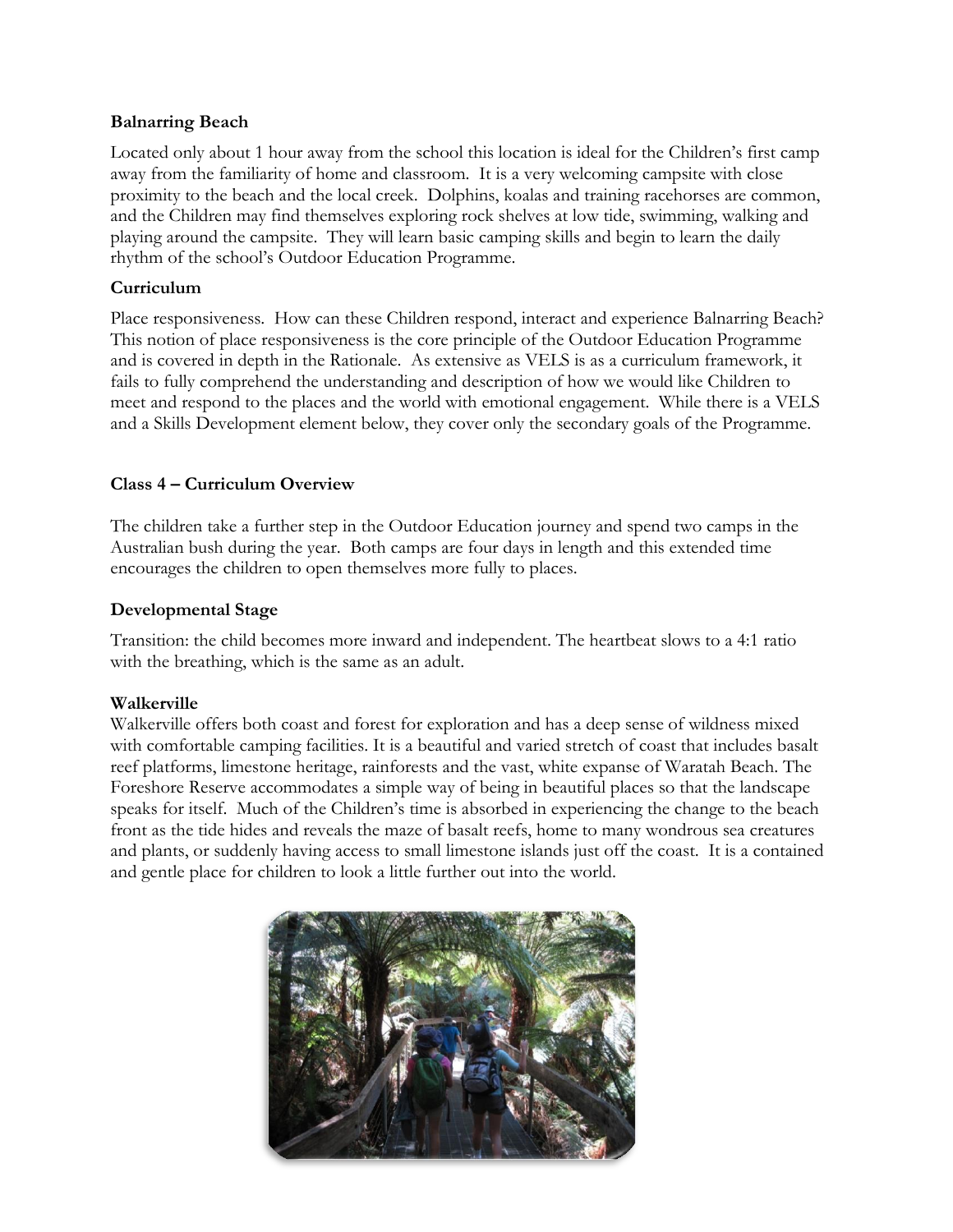**Balnarring Beach**

Located only about 1 hour away from the school this location is ideal for the Children's first camp away from the familiarity of home and classroom. It is a very welcoming campsite with close proximity to the beach and the local creek. Dolphins, koalas and training racehorses are common, and the Children may find themselves exploring rock shelves at low tide, swimming, walking and playing around the campsite. They will learn basic camping skills and begin to learn the daily rhythm of the school's Outdoor Education Programme.

**Curriculum**

Place responsiveness. How can these Children respond, interact and experience Balnarring Beach? This notion of place responsiveness is the core principle of the Outdoor Education Programme and is covered in depth in the Rationale. As extensive as VELS is as a curriculum framework, it fails to fully comprehend the understanding and description of how we would like Children to meet and respond to the places and the world with emotional engagement. While there is a VELS and a Skills Development element below, they cover only the secondary goals of the Programme.

**Class 4 – Curriculum Overview**

The children take a further step in the Outdoor Education journey and spend two camps in the Australian bush during the year. Both camps are four days in length and this extended time encourages the children to open themselves more fully to places.

**Developmental Stage**

Transition: the child becomes more inward and independent. The heartbeat slows to a 4:1 ratio with the breathing, which is the same as an adult.

**Walkerville**

Walkerville offers both coast and forest for exploration and has a deep sense of wildness mixed with comfortable camping facilities. It is a beautiful and varied stretch of coast that includes basalt reef platforms, limestone heritage, rainforests and the vast, white expanse of Waratah Beach. The Foreshore Reserve accommodates a simple way of being in beautiful places so that the landscape speaks for itself. Much of the Children's time is absorbed in experiencing the change to the beach front as the tide hides and reveals the maze of basalt reefs, home to many wondrous sea creatures and plants, or suddenly having access to small limestone islands just off the coast. It is a contained and gentle place for children to look a little further out into the world.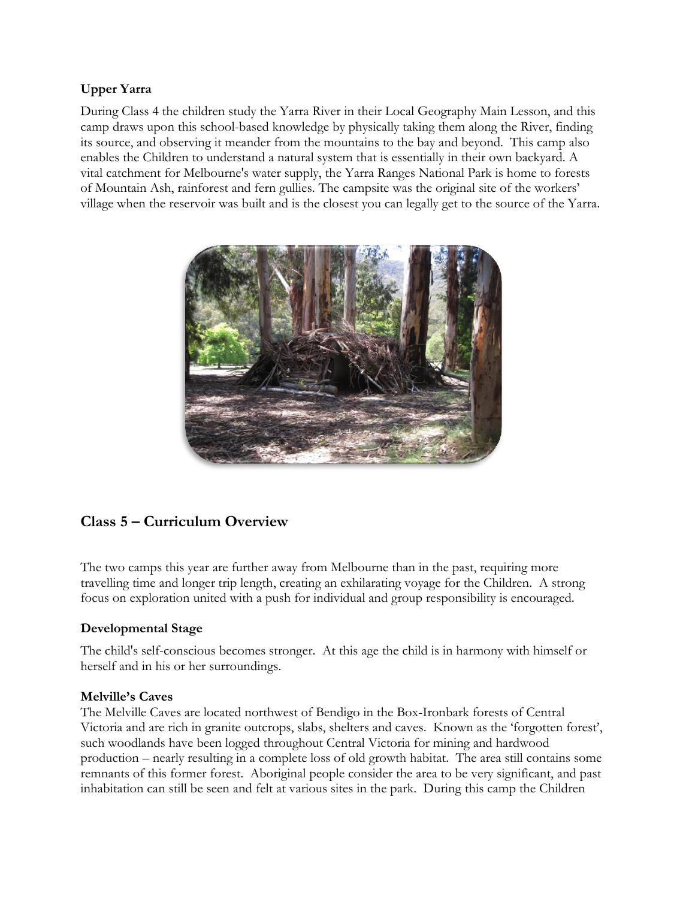**Upper Yarra**

During Class 4 the children study the Yarra River in their Local Geography Main Lesson, and this camp draws upon this school-based knowledge by physically taking them along the River, finding its source, and observing it meander from the mountains to the bay and beyond. This camp also enables the Children to understand a natural system that is essentially in their own backyard. A vital catchment for Melbourne's water supply, the Yarra Ranges National Park is home to forests of Mountain Ash, rainforest and fern gullies. The campsite was the original site of the workers' village when the reservoir was built and is the closest you can legally get to the source of the Yarra.

## Class 5 – Curriculum Overview

The two camps this year are further away from Melbourne than in the past, requiring more travelling time and longer trip length, creating an exhilarating voyage for the Children. A strong focus on exploration united with a push for individual and group responsibility is encouraged.

**Developmental Stage**

The child's self-conscious becomes stronger. At this age the child is in harmony with himself or herself and in his or her surroundings.

**Melville's Caves**

The Melville Caves are located northwest of Bendigo in the Box-Ironbark forests of Central Victoria and are rich in granite outcrops, slabs, shelters and caves. Known as the 'forgotten forest', such woodlands have been logged throughout Central Victoria for mining and hardwood production – nearly resulting in a complete loss of old growth habitat. The area still contains some remnants of this former forest. Aboriginal people consider the area to be very significant, and past inhabitation can still be seen and felt at various sites in the park. During this camp the Children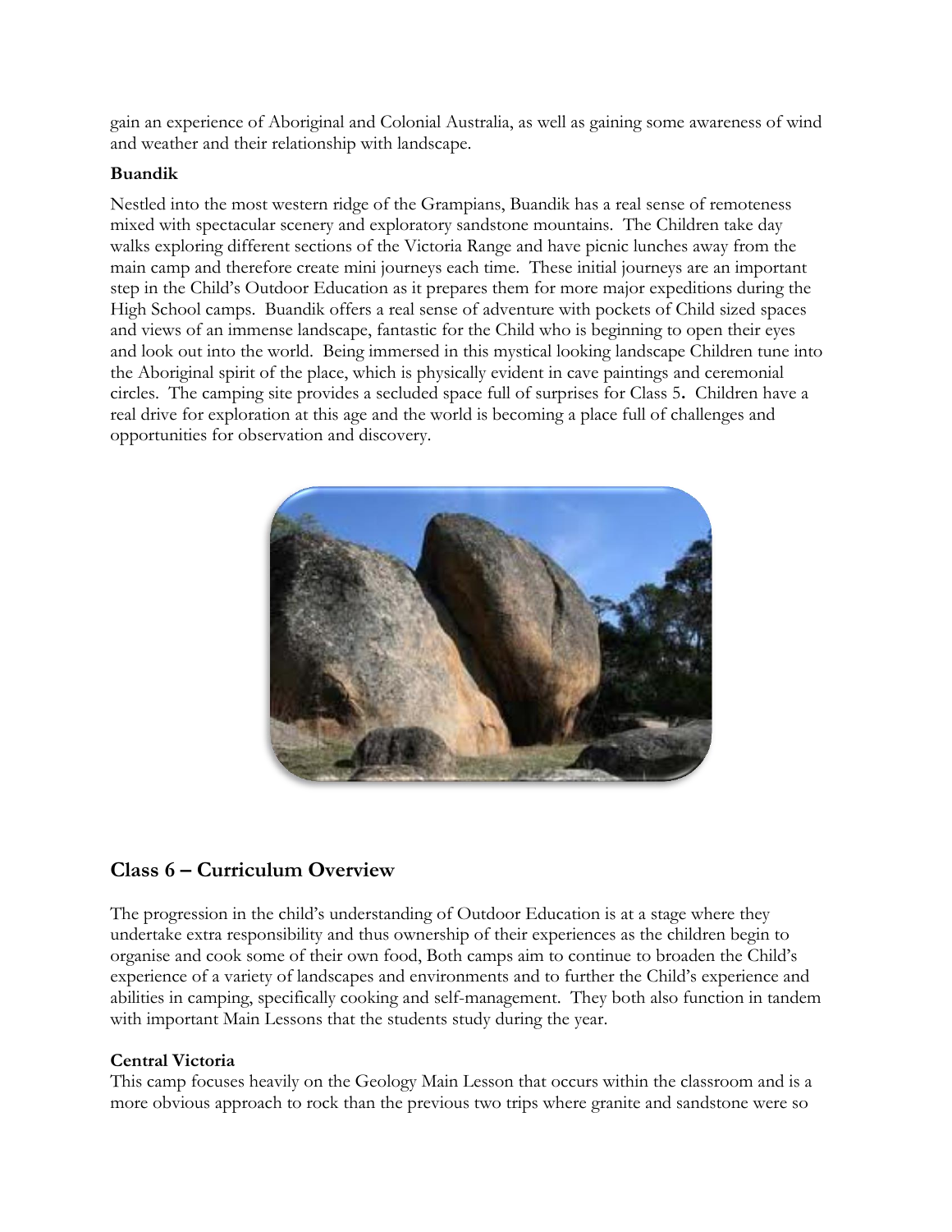gain an experience of Aboriginal and Colonial Australia, as well as gaining some awareness of wind and weather and their relationship with landscape.

**Buandik**

Nestled into the most western ridge of the Grampians, Buandik has a real sense of remoteness mixed with spectacular scenery and exploratory sandstone mountains. The Children take day walks exploring different sections of the Victoria Range and have picnic lunches away from the main camp and therefore create mini journeys each time. These initial journeys are an important step in the Child's Outdoor Education as it prepares them for more major expeditions during the High School camps. Buandik offers a real sense of adventure with pockets of Child sized spaces and views of an immense landscape, fantastic for the Child who is beginning to open their eyes and look out into the world. Being immersed in this mystical looking landscape Children tune into the Aboriginal spirit of the place, which is physically evident in cave paintings and ceremonial circles. The camping site provides a secluded space full of surprises for Class 5**.** Children have a real drive for exploration at this age and the world is becoming a place full of challenges and opportunities for observation and discovery.

## Class 6 – Curriculum Overview

The progression in the child's understanding of Outdoor Education is at a stage where they undertake extra responsibility and thus ownership of their experiences as the children begin to organise and cook some of their own food, Both camps aim to continue to broaden the Child's experience of a variety of landscapes and environments and to further the Child's experience and abilities in camping, specifically cooking and self-management. They both also function in tandem with important Main Lessons that the students study during the year.

**Central Victoria**

This camp focuses heavily on the Geology Main Lesson that occurs within the classroom and is a more obvious approach to rock than the previous two trips where granite and sandstone were so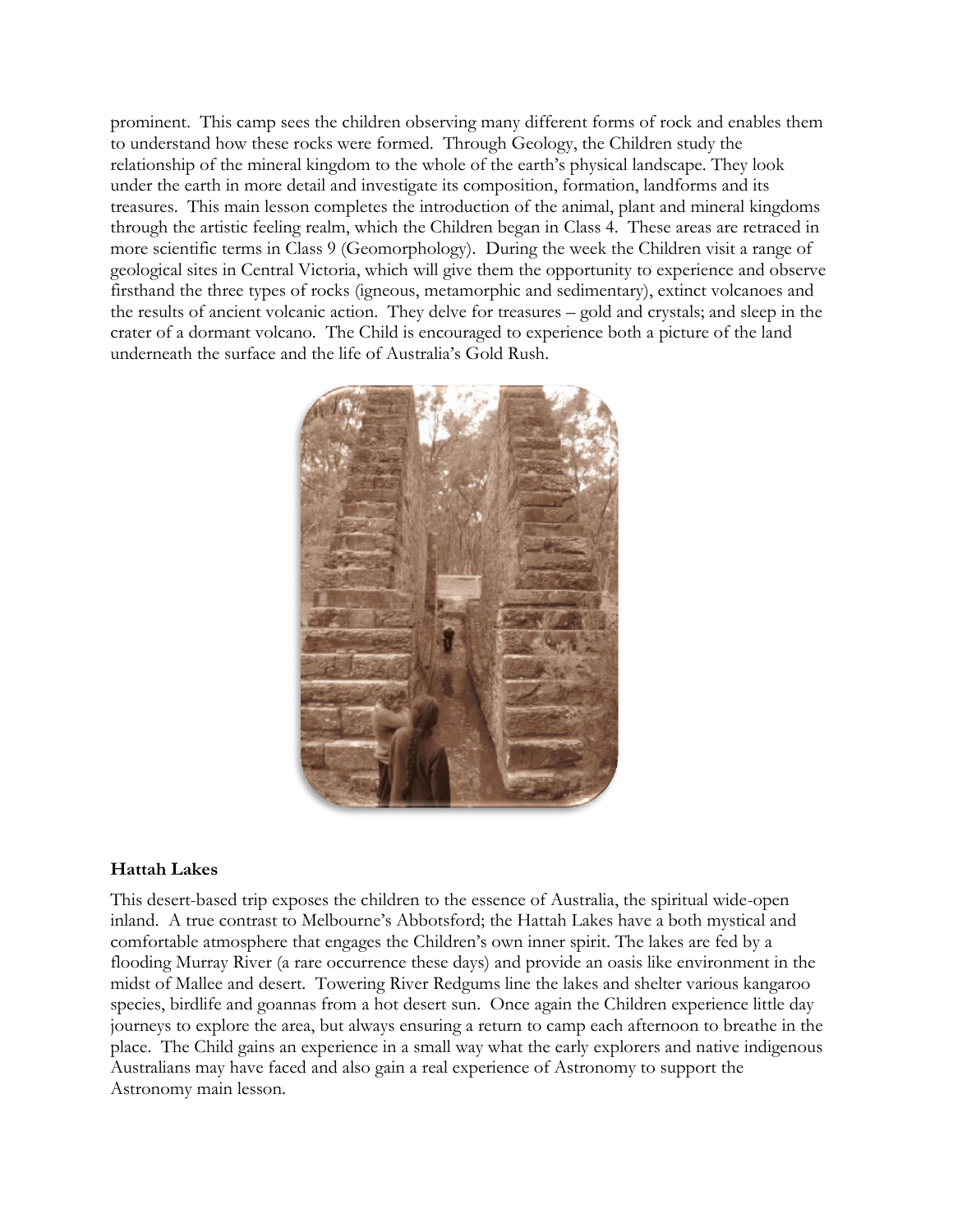prominent. This camp sees the children observing many different forms of rock and enables them to understand how these rocks were formed. Through Geology, the Children study the relationship of the mineral kingdom to the whole of the earth's physical landscape. They look under the earth in more detail and investigate its composition, formation, landforms and its treasures. This main lesson completes the introduction of the animal, plant and mineral kingdoms through the artistic feeling realm, which the Children began in Class 4. These areas are retraced in more scientific terms in Class 9 (Geomorphology). During the week the Children visit a range of geological sites in Central Victoria, which will give them the opportunity to experience and observe firsthand the three types of rocks (igneous, metamorphic and sedimentary), extinct volcanoes and the results of ancient volcanic action. They delve for treasures – gold and crystals; and sleep in the crater of a dormant volcano. The Child is encouraged to experience both a picture of the land underneath the surface and the life of Australia's Gold Rush.

**Hattah Lakes**

This desert-based trip exposes the children to the essence of Australia, the spiritual wide-open inland. A true contrast to Melbourne's Abbotsford; the Hattah Lakes have a both mystical and comfortable atmosphere that engages the Children's own inner spirit. The lakes are fed by a flooding Murray River (a rare occurrence these days) and provide an oasis like environment in the midst of Mallee and desert. Towering River Redgums line the lakes and shelter various kangaroo species, birdlife and goannas from a hot desert sun. Once again the Children experience little day journeys to explore the area, but always ensuring a return to camp each afternoon to breathe in the place. The Child gains an experience in a small way what the early explorers and native indigenous Australians may have faced and also gain a real experience of Astronomy to support the Astronomy main lesson.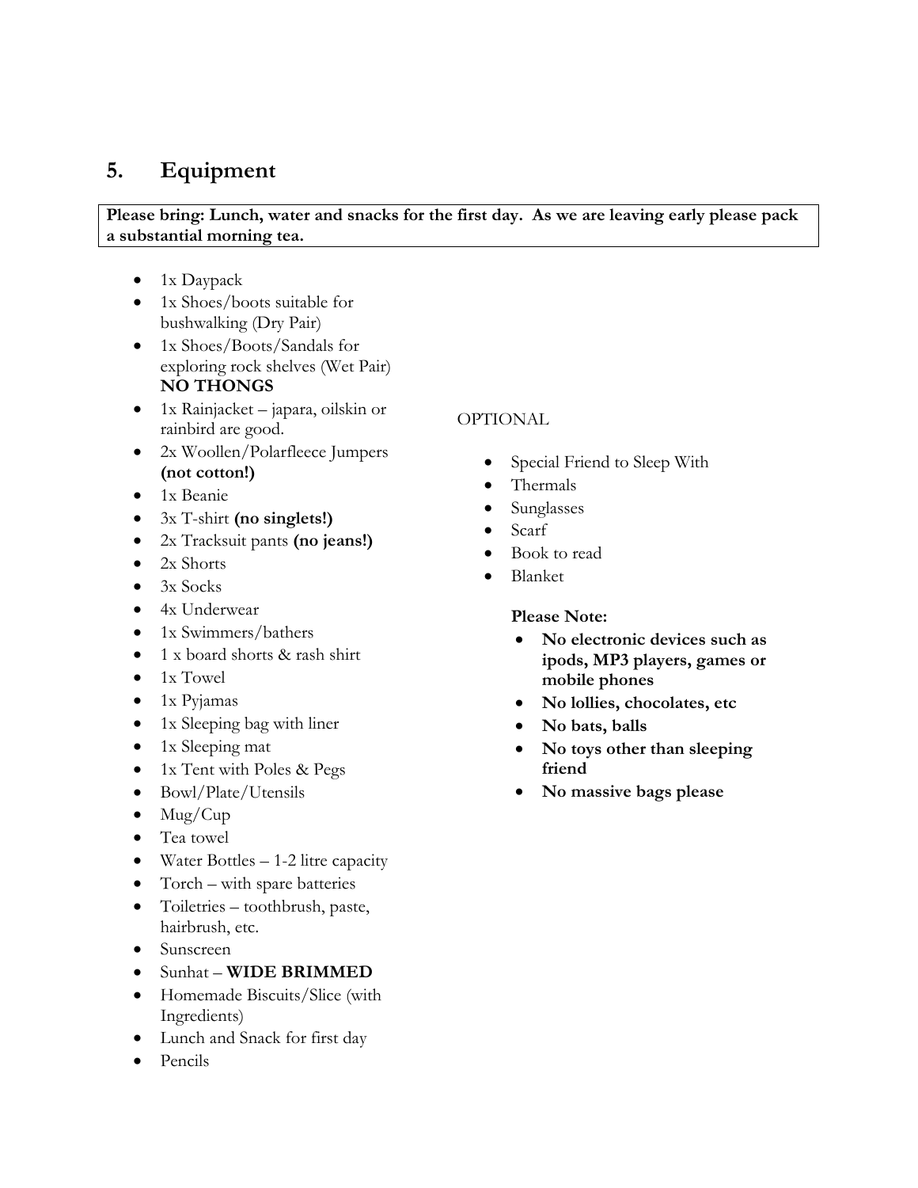## 5. Equipment

**Please bring: Lunch, water and snacks for the first day. As we are leaving early please pack a substantial morning tea.**

- 1x Daypack
- 1x Shoes/boots suitable for bushwalking (Dry Pair)
- 1x Shoes/Boots/Sandals for exploring rock shelves (Wet Pair) **NO THONGS**
- 1x Rainjacket – japara, oilskin or rainbird are good.
- 2x Woollen/Polarfleece Jumpers **(not cotton!)**
- 1x Beanie
- 3x T-shirt **(no singlets!)**
- 2x Tracksuit pants **(no jeans!)**
- 2x Shorts
- 3x Socks
- 4x Underwear
- 1x Swimmers/bathers
- 1 x board shorts & rash shirt
- 1x Towel
- 1x Pyjamas
- 1x Sleeping bag with liner
- 1x Sleeping mat
- 1x Tent with Poles & Pegs
- Bowl/Plate/Utensils
- Mug/Cup
- Tea towel
- Water Bottles – 1-2 litre capacity
- Torch – with spare batteries
- Toiletries – toothbrush, paste, hairbrush, etc.
- Sunscreen
- Sunhat – **WIDE BRIMMED**
- Homemade Biscuits/Slice (with Ingredients)
- Lunch and Snack for first day
- Pencils

OPTIONAL

- Special Friend to Sleep With
- Thermals
- Sunglasses
- Scarf
- Book to read
- Blanket

**Please Note:**

- **No electronic devices such as ipods, MP3 players, games or mobile phones**
- **No lollies, chocolates, etc**
- **No bats, balls**
- **No toys other than sleeping friend**
- **No massive bags please**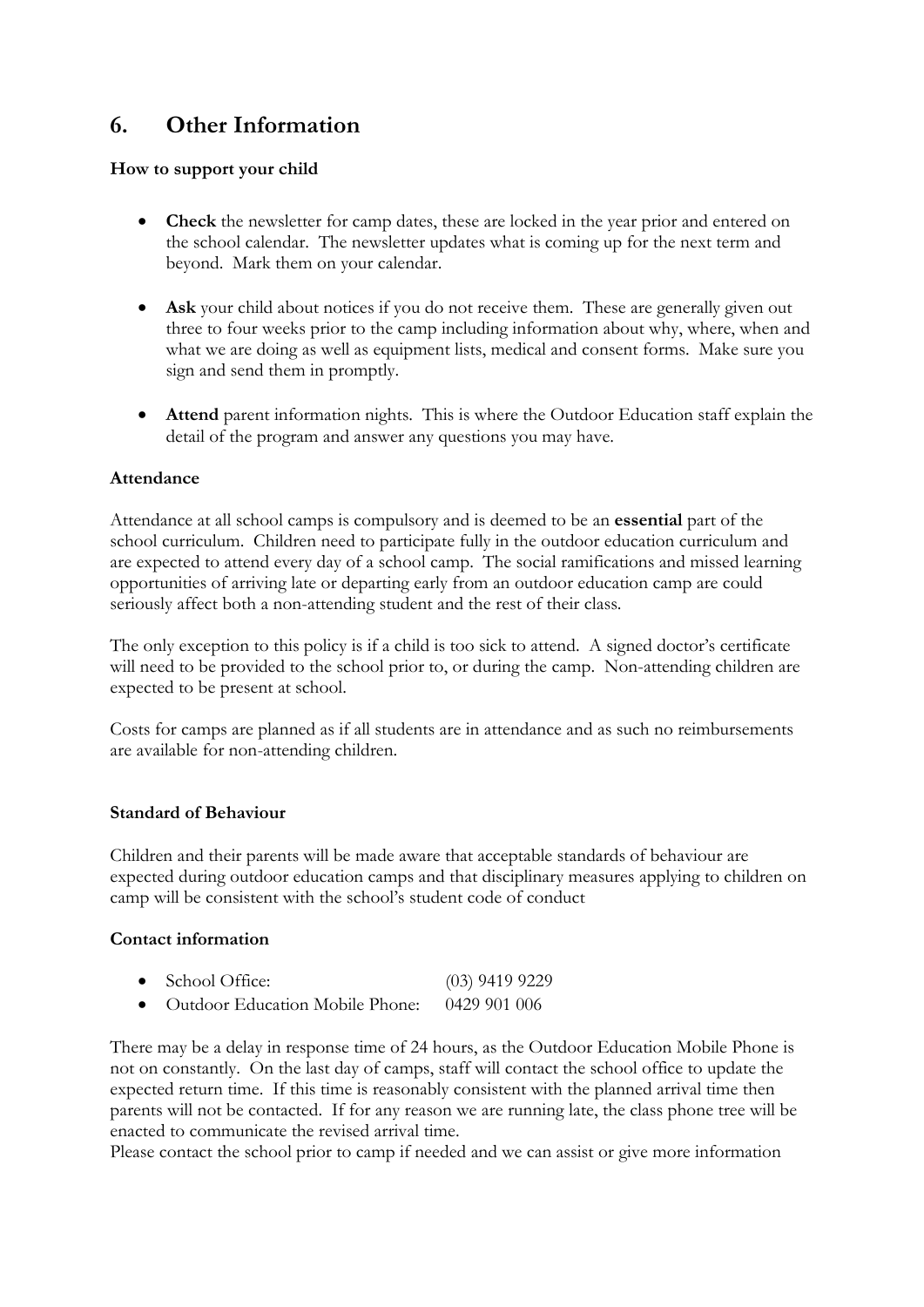## 6. Other Information

**How to support your child**

- **Check** the newsletter for camp dates, these are locked in the year prior and entered on the school calendar. The newsletter updates what is coming up for the next term and beyond. Mark them on your calendar.

- **Ask** your child about notices if you do not receive them. These are generally given out three to four weeks prior to the camp including information about why, where, when and what we are doing as well as equipment lists, medical and consent forms. Make sure you sign and send them in promptly.

- **Attend** parent information nights. This is where the Outdoor Education staff explain the detail of the program and answer any questions you may have.

**Attendance**

Attendance at all school camps is compulsory and is deemed to be an **essential** part of the school curriculum. Children need to participate fully in the outdoor education curriculum and are expected to attend every day of a school camp. The social ramifications and missed learning opportunities of arriving late or departing early from an outdoor education camp are could seriously affect both a non-attending student and the rest of their class.

The only exception to this policy is if a child is too sick to attend. A signed doctor's certificate will need to be provided to the school prior to, or during the camp. Non-attending children are expected to be present at school.

Costs for camps are planned as if all students are in attendance and as such no reimbursements are available for non-attending children.

**Standard of Behaviour**

Children and their parents will be made aware that acceptable standards of behaviour are expected during outdoor education camps and that disciplinary measures applying to children on camp will be consistent with the school's student code of conduct

**Contact information**

- School Office: (03) 9419 9229
- Outdoor Education Mobile Phone: 0429 901 006

There may be a delay in response time of 24 hours, as the Outdoor Education Mobile Phone is not on constantly. On the last day of camps, staff will contact the school office to update the expected return time. If this time is reasonably consistent with the planned arrival time then parents will not be contacted. If for any reason we are running late, the class phone tree will be enacted to communicate the revised arrival time.
Please contact the school prior to camp if needed and we can assist or give more information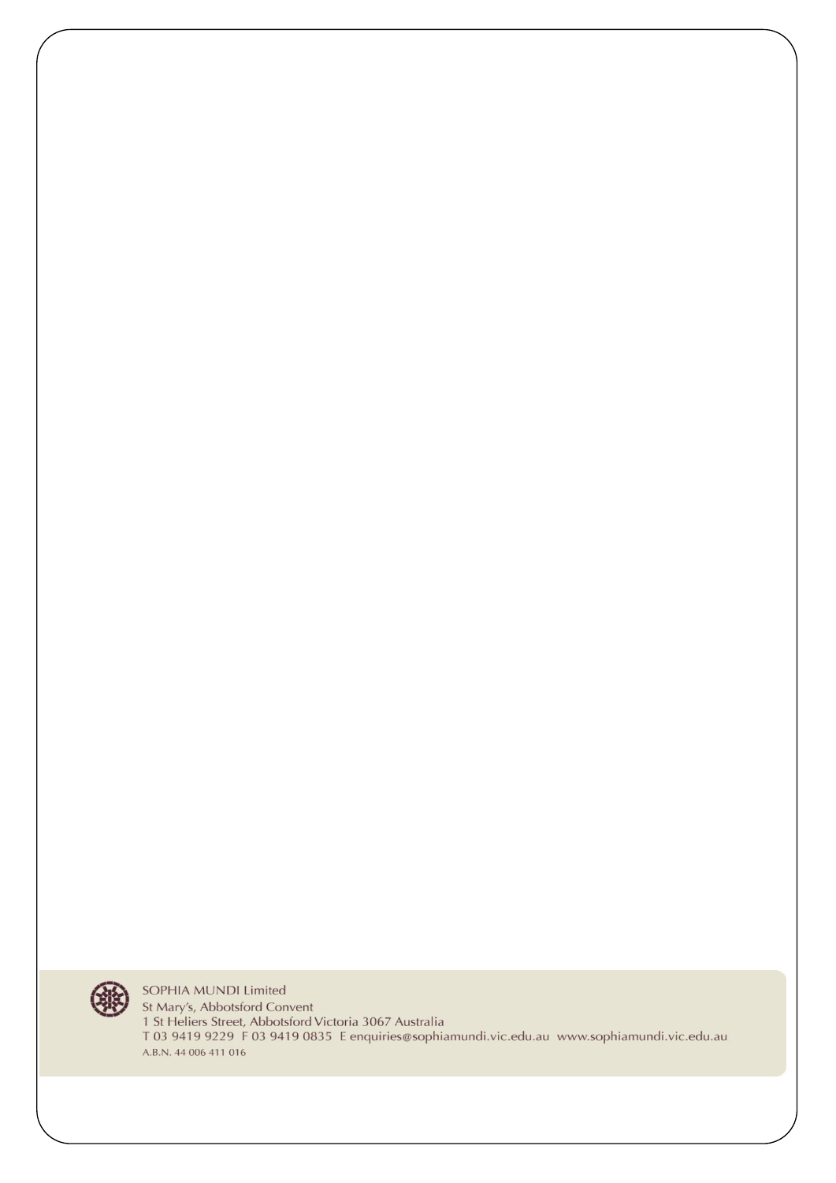SOPHIA MUNDI Limited
St Mary's, Abbotsford Convent
1 St Heliers Street, Abbotsford Victoria 3067 Australia
T 03 9419 9229 F 03 9419 0835 E enquiries@sophiamundi.vic.edu.au www.sophiamundi.vic.edu.au
A.B.N. 44 006 411 016